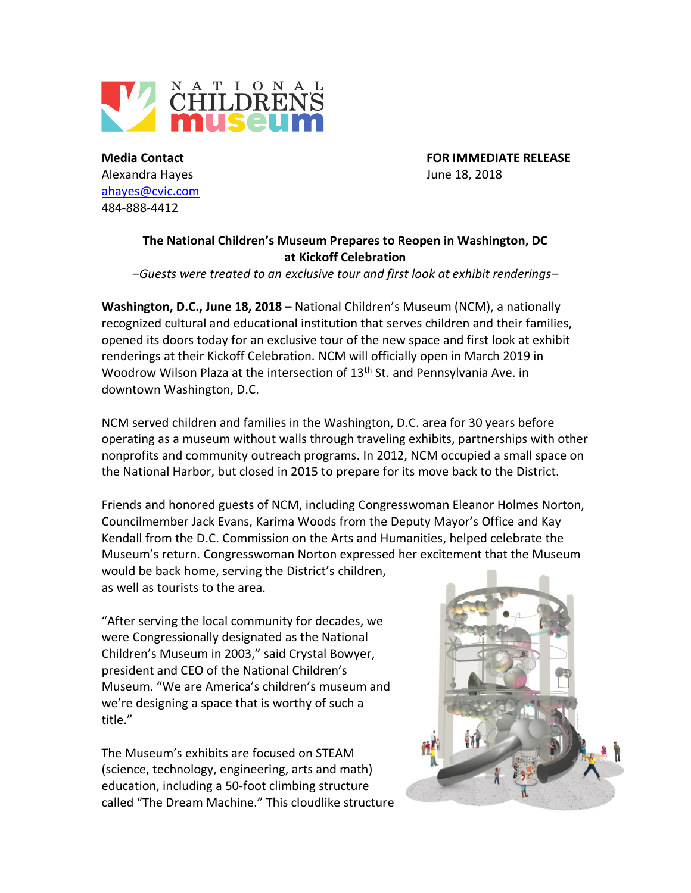NATIONAL CHILDREN'S museum

**Media Contact**
Alexandra Hayes
ahayes@cvic.com
484-888-4412

**FOR IMMEDIATE RELEASE**
June 18, 2018

## The National Children's Museum Prepares to Reopen in Washington, DC at Kickoff Celebration

*–Guests were treated to an exclusive tour and first look at exhibit renderings–*

**Washington, D.C., June 18, 2018 –** National Children's Museum (NCM), a nationally recognized cultural and educational institution that serves children and their families, opened its doors today for an exclusive tour of the new space and first look at exhibit renderings at their Kickoff Celebration. NCM will officially open in March 2019 in Woodrow Wilson Plaza at the intersection of 13th St. and Pennsylvania Ave. in downtown Washington, D.C.

NCM served children and families in the Washington, D.C. area for 30 years before operating as a museum without walls through traveling exhibits, partnerships with other nonprofits and community outreach programs. In 2012, NCM occupied a small space on the National Harbor, but closed in 2015 to prepare for its move back to the District.

Friends and honored guests of NCM, including Congresswoman Eleanor Holmes Norton, Councilmember Jack Evans, Karima Woods from the Deputy Mayor's Office and Kay Kendall from the D.C. Commission on the Arts and Humanities, helped celebrate the Museum's return. Congresswoman Norton expressed her excitement that the Museum would be back home, serving the District's children, as well as tourists to the area.

"After serving the local community for decades, we were Congressionally designated as the National Children's Museum in 2003," said Crystal Bowyer, president and CEO of the National Children's Museum. "We are America's children's museum and we're designing a space that is worthy of such a title."

The Museum's exhibits are focused on STEAM (science, technology, engineering, arts and math) education, including a 50-foot climbing structure called "The Dream Machine." This cloudlike structure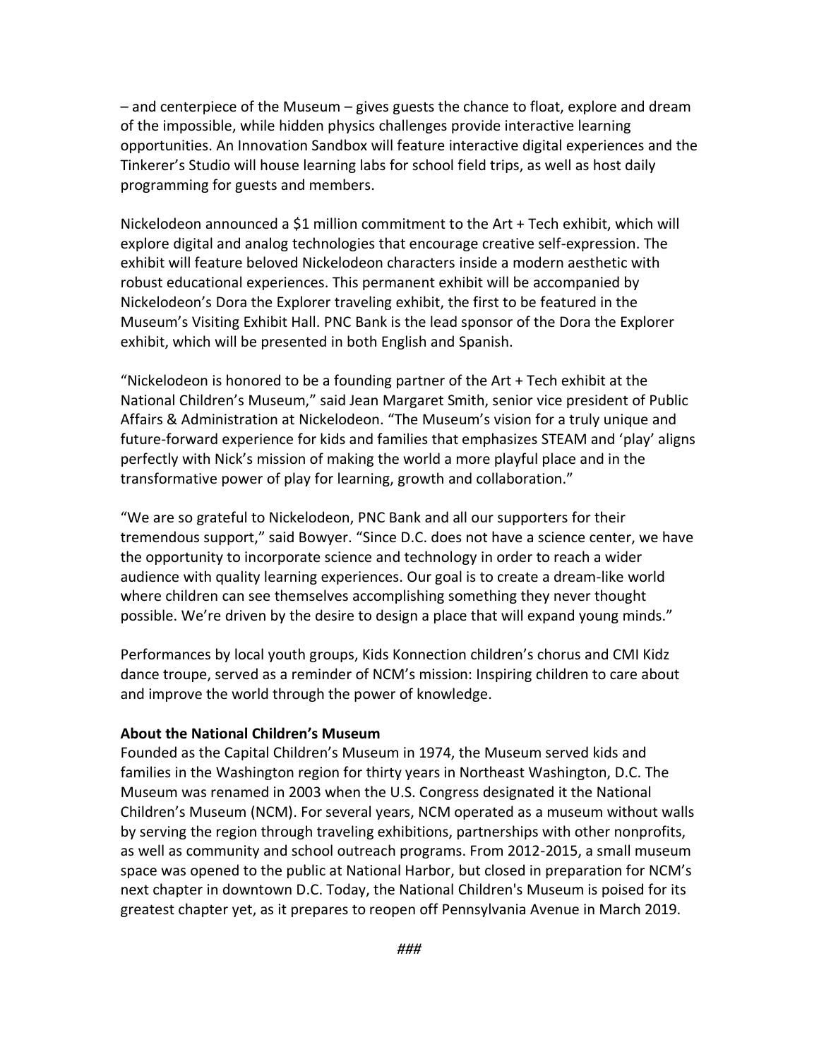– and centerpiece of the Museum – gives guests the chance to float, explore and dream of the impossible, while hidden physics challenges provide interactive learning opportunities. An Innovation Sandbox will feature interactive digital experiences and the Tinkerer's Studio will house learning labs for school field trips, as well as host daily programming for guests and members.

Nickelodeon announced a $1 million commitment to the Art + Tech exhibit, which will explore digital and analog technologies that encourage creative self-expression. The exhibit will feature beloved Nickelodeon characters inside a modern aesthetic with robust educational experiences. This permanent exhibit will be accompanied by Nickelodeon's Dora the Explorer traveling exhibit, the first to be featured in the Museum's Visiting Exhibit Hall. PNC Bank is the lead sponsor of the Dora the Explorer exhibit, which will be presented in both English and Spanish.

"Nickelodeon is honored to be a founding partner of the Art + Tech exhibit at the National Children's Museum," said Jean Margaret Smith, senior vice president of Public Affairs & Administration at Nickelodeon. "The Museum's vision for a truly unique and future-forward experience for kids and families that emphasizes STEAM and 'play' aligns perfectly with Nick's mission of making the world a more playful place and in the transformative power of play for learning, growth and collaboration."

"We are so grateful to Nickelodeon, PNC Bank and all our supporters for their tremendous support," said Bowyer. "Since D.C. does not have a science center, we have the opportunity to incorporate science and technology in order to reach a wider audience with quality learning experiences. Our goal is to create a dream-like world where children can see themselves accomplishing something they never thought possible. We're driven by the desire to design a place that will expand young minds."

Performances by local youth groups, Kids Konnection children's chorus and CMI Kidz dance troupe, served as a reminder of NCM's mission: Inspiring children to care about and improve the world through the power of knowledge.

**About the National Children's Museum**

Founded as the Capital Children's Museum in 1974, the Museum served kids and families in the Washington region for thirty years in Northeast Washington, D.C. The Museum was renamed in 2003 when the U.S. Congress designated it the National Children's Museum (NCM). For several years, NCM operated as a museum without walls by serving the region through traveling exhibitions, partnerships with other nonprofits, as well as community and school outreach programs. From 2012-2015, a small museum space was opened to the public at National Harbor, but closed in preparation for NCM's next chapter in downtown D.C. Today, the National Children's Museum is poised for its greatest chapter yet, as it prepares to reopen off Pennsylvania Avenue in March 2019.

###